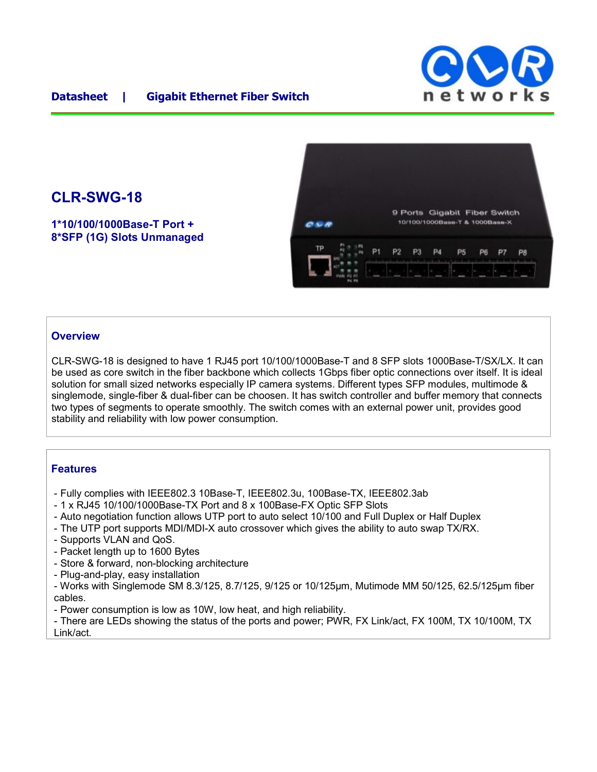Datasheet | Gigabit Ethernet Fiber Switch

# CLR-SWG-18

**1*10/100/1000Base-T Port +**
**8*SFP (1G) Slots Unmanaged**

## Overview

CLR-SWG-18 is designed to have 1 RJ45 port 10/100/1000Base-T and 8 SFP slots 1000Base-T/SX/LX. It can be used as core switch in the fiber backbone which collects 1Gbps fiber optic connections over itself. It is ideal solution for small sized networks especially IP camera systems. Different types SFP modules, multimode & singlemode, single-fiber & dual-fiber can be choosen. It has switch controller and buffer memory that connects two types of segments to operate smoothly. The switch comes with an external power unit, provides good stability and reliability with low power consumption.

## Features

- Fully complies with IEEE802.3 10Base-T, IEEE802.3u, 100Base-TX, IEEE802.3ab
- 1 x RJ45 10/100/1000Base-TX Port and 8 x 100Base-FX Optic SFP Slots
- Auto negotiation function allows UTP port to auto select 10/100 and Full Duplex or Half Duplex
- The UTP port supports MDI/MDI-X auto crossover which gives the ability to auto swap TX/RX.
- Supports VLAN and QoS.
- Packet length up to 1600 Bytes
- Store & forward, non-blocking architecture
- Plug-and-play, easy installation
- Works with Singlemode SM 8.3/125, 8.7/125, 9/125 or 10/125µm, Mutimode MM 50/125, 62.5/125µm fiber cables.
- Power consumption is low as 10W, low heat, and high reliability.
- There are LEDs showing the status of the ports and power; PWR, FX Link/act, FX 100M, TX 10/100M, TX Link/act.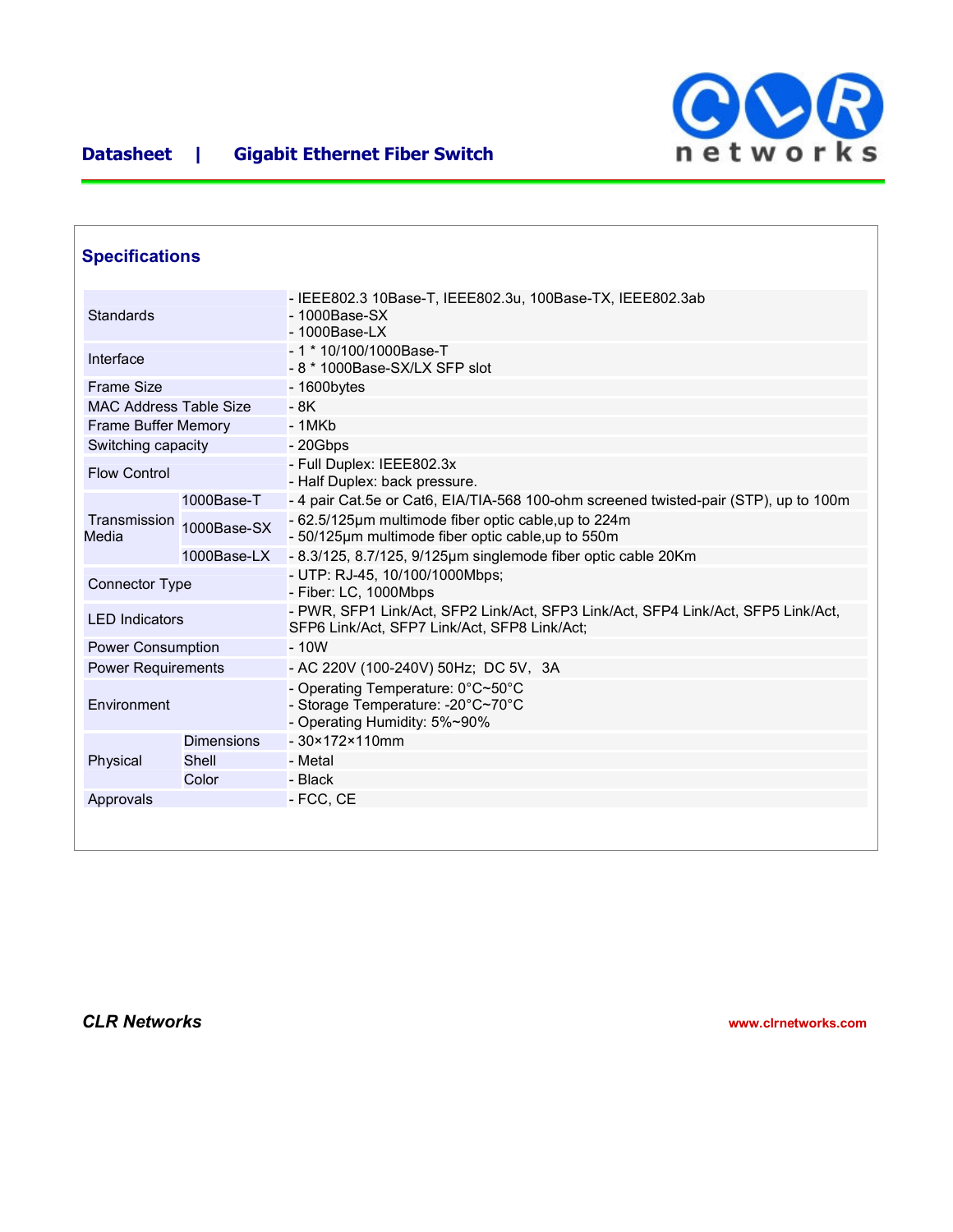## Specifications

| | | |
|---|---|---|
| Standards | | - IEEE802.3 10Base-T, IEEE802.3u, 100Base-TX, IEEE802.3ab<br>- 1000Base-SX<br>- 1000Base-LX |
| Interface | | - 1 * 10/100/1000Base-T<br>- 8 * 1000Base-SX/LX SFP slot |
| Frame Size | | - 1600bytes |
| MAC Address Table Size | | - 8K |
| Frame Buffer Memory | | - 1MKb |
| Switching capacity | | - 20Gbps |
| Flow Control | | - Full Duplex: IEEE802.3x<br>- Half Duplex: back pressure. |
| Transmission Media | 1000Base-T | - 4 pair Cat.5e or Cat6, EIA/TIA-568 100-ohm screened twisted-pair (STP), up to 100m |
| | 1000Base-SX | - 62.5/125μm multimode fiber optic cable,up to 224m<br>- 50/125μm multimode fiber optic cable,up to 550m |
| | 1000Base-LX | - 8.3/125, 8.7/125, 9/125μm singlemode fiber optic cable 20Km |
| Connector Type | | - UTP: RJ-45, 10/100/1000Mbps;<br>- Fiber: LC, 1000Mbps |
| LED Indicators | | - PWR, SFP1 Link/Act, SFP2 Link/Act, SFP3 Link/Act, SFP4 Link/Act, SFP5 Link/Act, SFP6 Link/Act, SFP7 Link/Act, SFP8 Link/Act; |
| Power Consumption | | - 10W |
| Power Requirements | | - AC 220V (100-240V) 50Hz; DC 5V, 3A |
| Environment | | - Operating Temperature: 0°C~50°C<br>- Storage Temperature: -20°C~70°C<br>- Operating Humidity: 5%~90% |
| Physical | Dimensions | - 30×172×110mm |
| | Shell | - Metal |
| | Color | - Black |
| Approvals | | - FCC, CE |